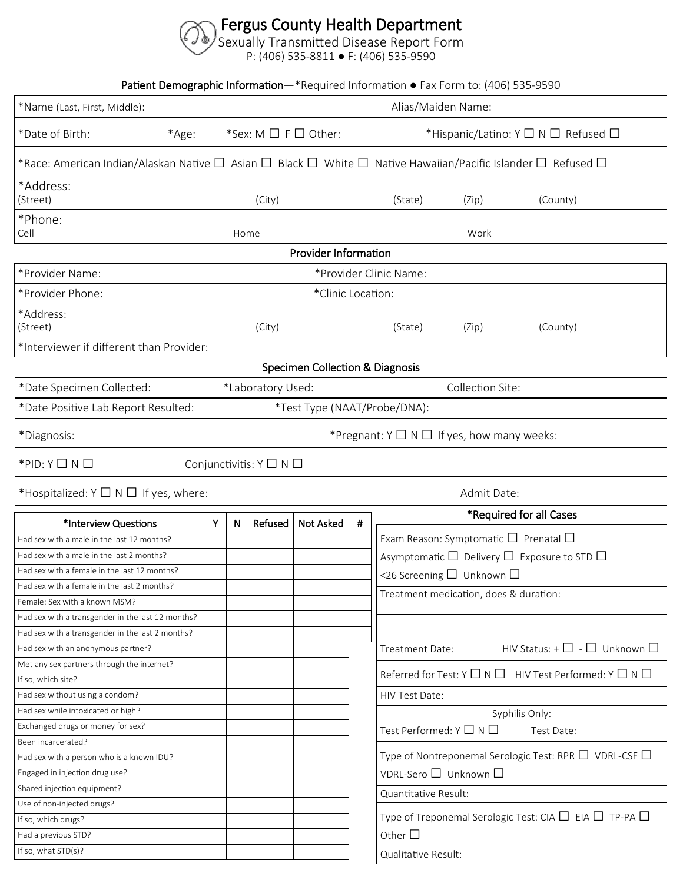# Fergus County Health Department

Sexually Transmitted Disease Report Form

P: (406) 535-8811 ● F: (406) 535-9590

## Patient Demographic Information—*Required Information ● Fax Form to: (406) 535-9590

| | | | | |
|---|---|---|---|---|
| *Name (Last, First, Middle): | | | Alias/Maiden Name: | |
| *Date of Birth: | *Age: | *Sex: M ☐ F ☐ Other: | *Hispanic/Latino: Y ☐ N ☐ Refused ☐ | |
| *Race: American Indian/Alaskan Native ☐ Asian ☐ Black ☐ White ☐ Native Hawaiian/Pacific Islander ☐ Refused ☐ | | | | |
| *Address: (Street) | (City) | (State) | (Zip) | (County) |
| *Phone: Cell | Home | | Work | |

## Provider Information

| | |
|---|---|
| *Provider Name: | *Provider Clinic Name: |
| *Provider Phone: | *Clinic Location: |
| *Address: (Street) (City) (State) (Zip) (County) | |
| *Interviewer if different than Provider: | |

## Specimen Collection & Diagnosis

| | | |
|---|---|---|
| *Date Specimen Collected: | *Laboratory Used: | Collection Site: |
| *Date Positive Lab Report Resulted: | *Test Type (NAAT/Probe/DNA): | |
| *Diagnosis: | *Pregnant: Y ☐ N ☐ If yes, how many weeks: | |
| *PID: Y ☐ N ☐ | Conjunctivitis: Y ☐ N ☐ | |
| *Hospitalized: Y ☐ N ☐ If yes, where: | | Admit Date: |

| *Interview Questions | Y | N | Refused | Not Asked | # |
|---|---|---|---|---|---|
| Had sex with a male in the last 12 months? | | | | | |
| Had sex with a male in the last 2 months? | | | | | |
| Had sex with a female in the last 12 months? | | | | | |
| Had sex with a female in the last 2 months? | | | | | |
| Female: Sex with a known MSM? | | | | | |
| Had sex with a transgender in the last 12 months? | | | | | |
| Had sex with a transgender in the last 2 months? | | | | | |
| Had sex with an anonymous partner? | | | | | |
| Met any sex partners through the internet? | | | | | |
| If so, which site? | | | | | |
| Had sex without using a condom? | | | | | |
| Had sex while intoxicated or high? | | | | | |
| Exchanged drugs or money for sex? | | | | | |
| Been incarcerated? | | | | | |
| Had sex with a person who is a known IDU? | | | | | |
| Engaged in injection drug use? | | | | | |
| Shared injection equipment? | | | | | |
| Use of non-injected drugs? | | | | | |
| If so, which drugs? | | | | | |
| Had a previous STD? | | | | | |
| If so, what STD(s)? | | | | | |

### *Required for all Cases

| |
|---|
| Exam Reason: Symptomatic ☐ Prenatal ☐ Asymptomatic ☐ Delivery ☐ Exposure to STD ☐ <26 Screening ☐ Unknown ☐ |
| Treatment medication, does & duration: |
| |
| Treatment Date: HIV Status: + ☐ - ☐ Unknown ☐ |
| Referred for Test: Y ☐ N ☐ HIV Test Performed: Y ☐ N ☐ |
| HIV Test Date: |
| Syphilis Only: Test Performed: Y ☐ N ☐ Test Date: |
| Type of Nontreponemal Serologic Test: RPR ☐ VDRL-CSF ☐ VDRL-Sero ☐ Unknown ☐ |
| Quantitative Result: |
| Type of Treponemal Serologic Test: CIA ☐ EIA ☐ TP-PA ☐ Other ☐ |
| Qualitative Result: |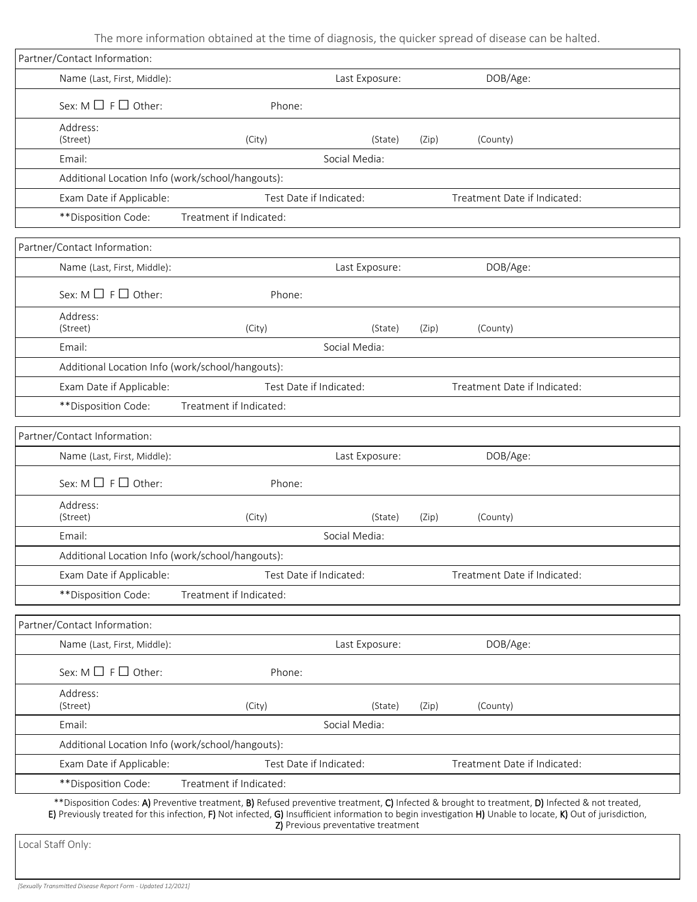The more information obtained at the time of diagnosis, the quicker spread of disease can be halted.

| Partner/Contact Information: | | |
|---|---|---|
| Name (Last, First, Middle): | Last Exposure: | DOB/Age: |
| Sex: M ☐ F ☐ Other: | Phone: | |
| Address: (Street) (City) | (State) (Zip) | (County) |
| Email: | Social Media: | |
| Additional Location Info (work/school/hangouts): | | |
| Exam Date if Applicable: | Test Date if Indicated: | Treatment Date if Indicated: |
| **Disposition Code: | Treatment if Indicated: | |

| Partner/Contact Information: | | |
|---|---|---|
| Name (Last, First, Middle): | Last Exposure: | DOB/Age: |
| Sex: M ☐ F ☐ Other: | Phone: | |
| Address: (Street) (City) | (State) (Zip) | (County) |
| Email: | Social Media: | |
| Additional Location Info (work/school/hangouts): | | |
| Exam Date if Applicable: | Test Date if Indicated: | Treatment Date if Indicated: |
| **Disposition Code: | Treatment if Indicated: | |

| Partner/Contact Information: | | |
|---|---|---|
| Name (Last, First, Middle): | Last Exposure: | DOB/Age: |
| Sex: M ☐ F ☐ Other: | Phone: | |
| Address: (Street) (City) | (State) (Zip) | (County) |
| Email: | Social Media: | |
| Additional Location Info (work/school/hangouts): | | |
| Exam Date if Applicable: | Test Date if Indicated: | Treatment Date if Indicated: |
| **Disposition Code: | Treatment if Indicated: | |

| Partner/Contact Information: | | |
|---|---|---|
| Name (Last, First, Middle): | Last Exposure: | DOB/Age: |
| Sex: M ☐ F ☐ Other: | Phone: | |
| Address: (Street) (City) | (State) (Zip) | (County) |
| Email: | Social Media: | |
| Additional Location Info (work/school/hangouts): | | |
| Exam Date if Applicable: | Test Date if Indicated: | Treatment Date if Indicated: |
| **Disposition Code: | Treatment if Indicated: | |

**Disposition Codes: **A)** Preventive treatment, **B)** Refused preventive treatment, **C)** Infected & brought to treatment, **D)** Infected & not treated, **E)** Previously treated for this infection, **F)** Not infected, **G)** Insufficient information to begin investigation **H)** Unable to locate, **K)** Out of jurisdiction, **Z)** Previous preventative treatment

Local Staff Only:

*[Sexually Transmitted Disease Report Form - Updated 12/2021]*